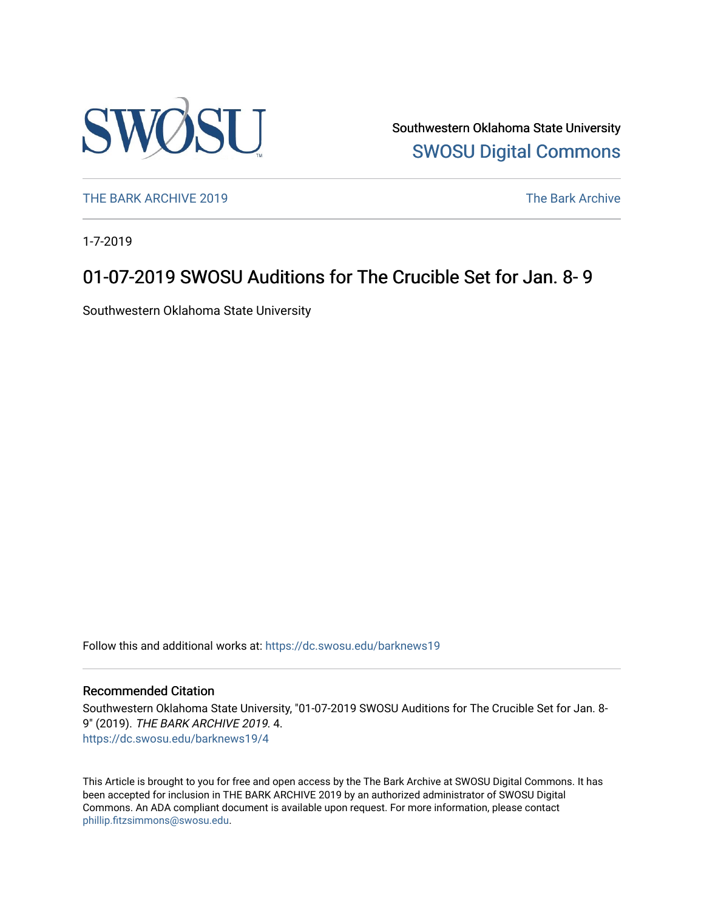Southwestern Oklahoma State University

SWOSU Digital Commons

THE BARK ARCHIVE 2019

The Bark Archive

1-7-2019

# 01-07-2019 SWOSU Auditions for The Crucible Set for Jan. 8- 9

Southwestern Oklahoma State University

Follow this and additional works at: https://dc.swosu.edu/barknews19

## Recommended Citation

Southwestern Oklahoma State University, "01-07-2019 SWOSU Auditions for The Crucible Set for Jan. 8- 9" (2019). *THE BARK ARCHIVE 2019*. 4.
https://dc.swosu.edu/barknews19/4

This Article is brought to you for free and open access by the The Bark Archive at SWOSU Digital Commons. It has been accepted for inclusion in THE BARK ARCHIVE 2019 by an authorized administrator of SWOSU Digital Commons. An ADA compliant document is available upon request. For more information, please contact phillip.fitzsimmons@swosu.edu.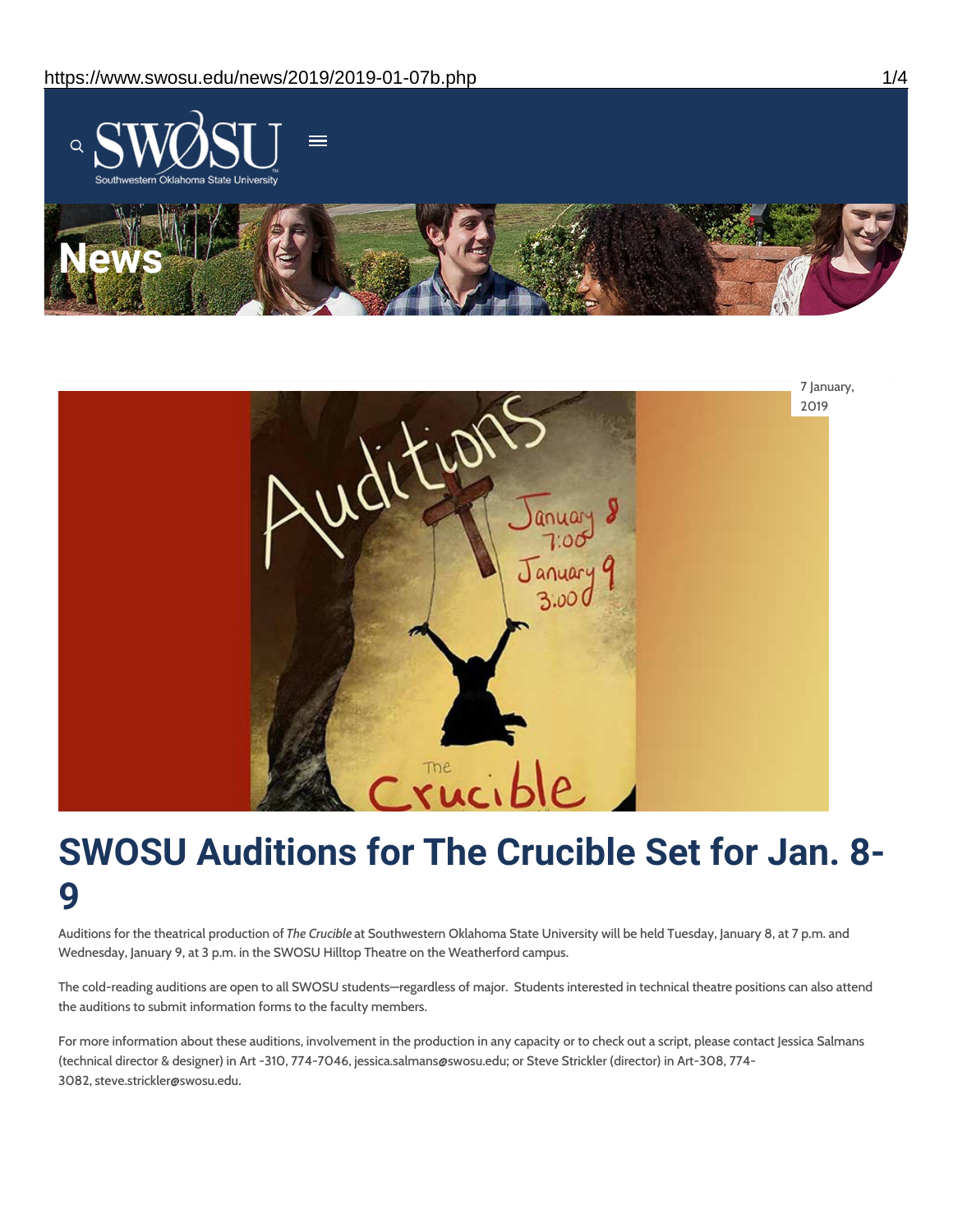News

7 January, 2019

# SWOSU Auditions for The Crucible Set for Jan. 8-9

Auditions for the theatrical production of *The Crucible* at Southwestern Oklahoma State University will be held Tuesday, January 8, at 7 p.m. and Wednesday, January 9, at 3 p.m. in the SWOSU Hilltop Theatre on the Weatherford campus.

The cold-reading auditions are open to all SWOSU students—regardless of major. Students interested in technical theatre positions can also attend the auditions to submit information forms to the faculty members.

For more information about these auditions, involvement in the production in any capacity or to check out a script, please contact Jessica Salmans (technical director & designer) in Art -310, 774-7046, jessica.salmans@swosu.edu; or Steve Strickler (director) in Art-308, 774-3082, steve.strickler@swosu.edu.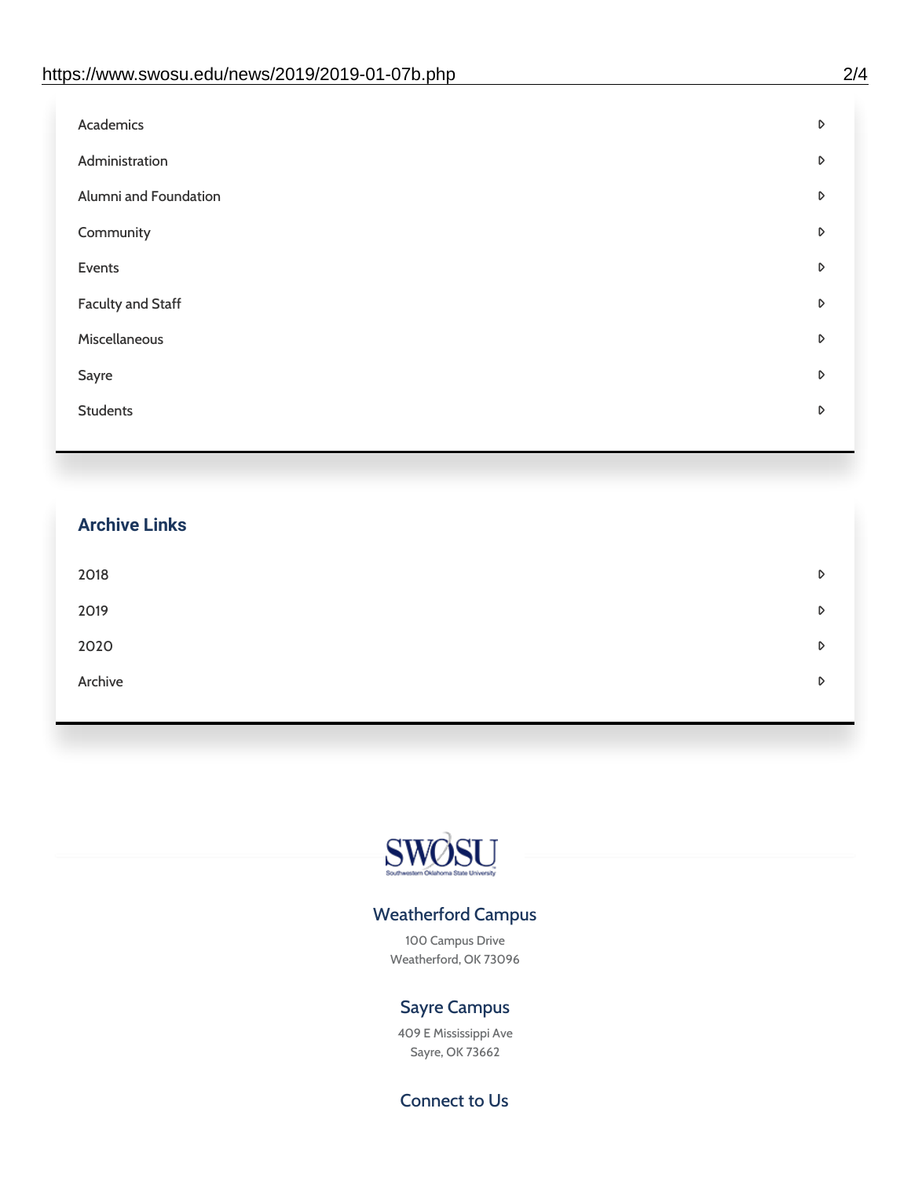- Academics
- Administration
- Alumni and Foundation
- Community
- Events
- Faculty and Staff
- Miscellaneous
- Sayre
- Students

## Archive Links

- 2018
- 2019
- 2020
- Archive

SWOSU

Southwestern Oklahoma State University

### Weatherford Campus

100 Campus Drive
Weatherford, OK 73096

### Sayre Campus

409 E Mississippi Ave
Sayre, OK 73662

### Connect to Us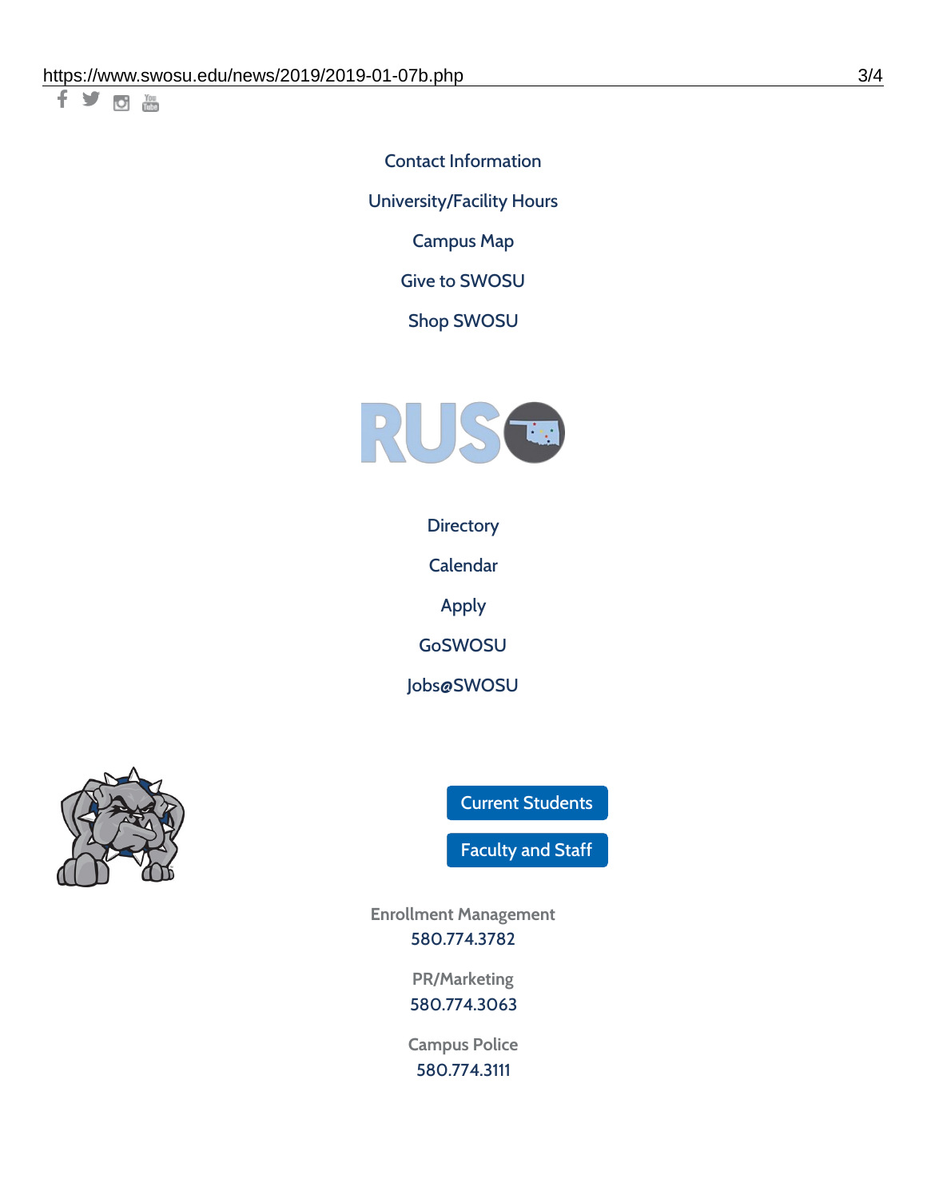Contact Information

University/Facility Hours

Campus Map

Give to SWOSU

Shop SWOSU

Directory

Calendar

Apply

GoSWOSU

Jobs@SWOSU

Current Students

Faculty and Staff

Enrollment Management
580.774.3782

PR/Marketing
580.774.3063

Campus Police
580.774.3111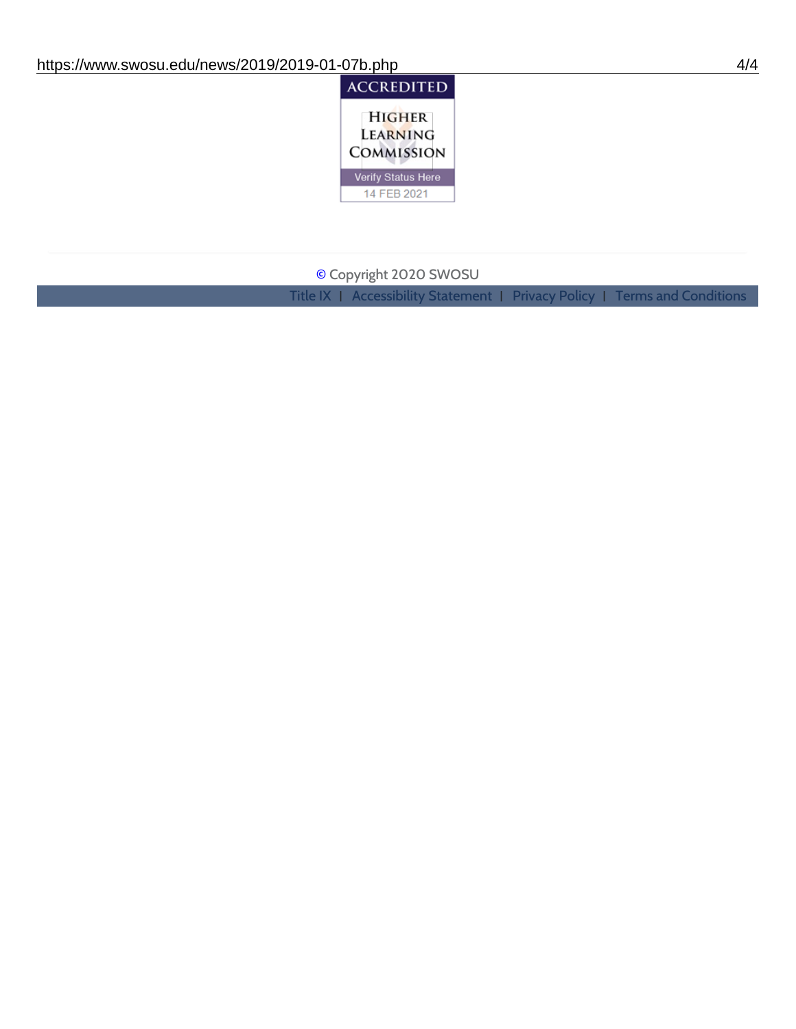ACCREDITED

HIGHER LEARNING COMMISSION

Verify Status Here

14 FEB 2021

© Copyright 2020 SWOSU

Title IX | Accessibility Statement | Privacy Policy | Terms and Conditions